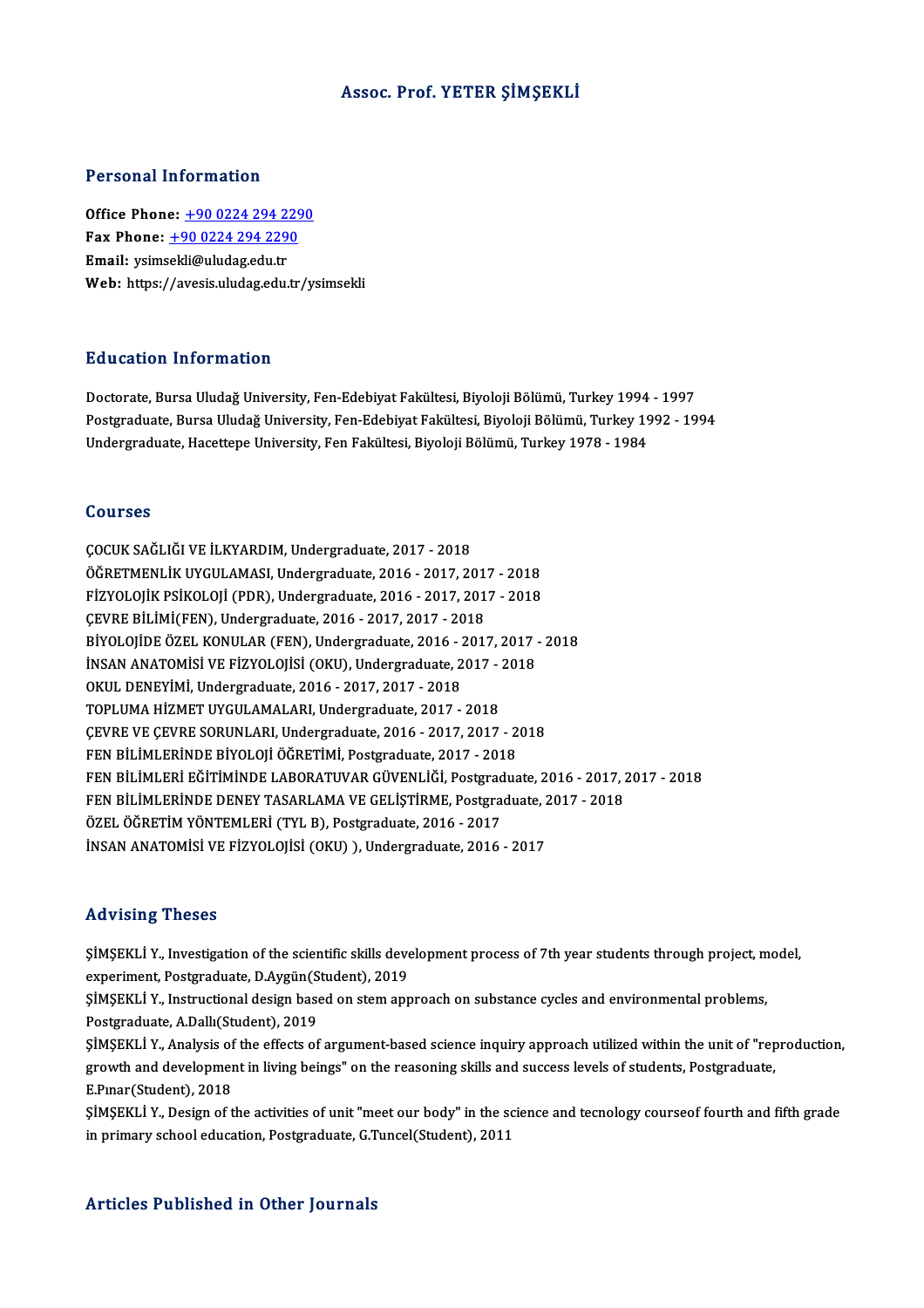# Assoc. Prof. YETER ŞİMŞEKLİ

## Personal Information

**Office Phone:** +90 0224 294 2290
**Fax Phone:** +90 0224 294 2290
**Email:** ysimsekli@uludag.edu.tr
**Web:** https://avesis.uludag.edu.tr/ysimsekli

## Education Information

Doctorate, Bursa Uludağ University, Fen-Edebiyat Fakültesi, Biyoloji Bölümü, Turkey 1994 - 1997
Postgraduate, Bursa Uludağ University, Fen-Edebiyat Fakültesi, Biyoloji Bölümü, Turkey 1992 - 1994
Undergraduate, Hacettepe University, Fen Fakültesi, Biyoloji Bölümü, Turkey 1978 - 1984

## Courses

ÇOCUK SAĞLIĞI VE İLKYARDIM, Undergraduate, 2017 - 2018
ÖĞRETMENLİK UYGULAMASI, Undergraduate, 2016 - 2017, 2017 - 2018
FİZYOLOJİK PSİKOLOJİ (PDR), Undergraduate, 2016 - 2017, 2017 - 2018
ÇEVRE BİLİMİ(FEN), Undergraduate, 2016 - 2017, 2017 - 2018
BİYOLOJİDE ÖZEL KONULAR (FEN), Undergraduate, 2016 - 2017, 2017 - 2018
İNSAN ANATOMİSİ VE FİZYOLOJİSİ (OKU), Undergraduate, 2017 - 2018
OKUL DENEYİMİ, Undergraduate, 2016 - 2017, 2017 - 2018
TOPLUMA HİZMET UYGULAMALARI, Undergraduate, 2017 - 2018
ÇEVRE VE ÇEVRE SORUNLARI, Undergraduate, 2016 - 2017, 2017 - 2018
FEN BİLİMLERİNDE BİYOLOJİ ÖĞRETİMİ, Postgraduate, 2017 - 2018
FEN BİLİMLERİ EĞİTİMİNDE LABORATUVAR GÜVENLİĞİ, Postgraduate, 2016 - 2017, 2017 - 2018
FEN BİLİMLERİNDE DENEY TASARLAMA VE GELİŞTİRME, Postgraduate, 2017 - 2018
ÖZEL ÖĞRETİM YÖNTEMLERİ (TYL B), Postgraduate, 2016 - 2017
İNSAN ANATOMİSİ VE FİZYOLOJİSİ (OKU) ), Undergraduate, 2016 - 2017

## Advising Theses

ŞİMŞEKLİ Y., Investigation of the scientific skills development process of 7th year students through project, model, experiment, Postgraduate, D.Aygün(Student), 2019

ŞİMŞEKLİ Y., Instructional design based on stem approach on substance cycles and environmental problems, Postgraduate, A.Dallı(Student), 2019

ŞİMŞEKLİ Y., Analysis of the effects of argument-based science inquiry approach utilized within the unit of "reproduction, growth and development in living beings" on the reasoning skills and success levels of students, Postgraduate, E.Pınar(Student), 2018

ŞİMŞEKLİ Y., Design of the activities of unit "meet our body" in the science and tecnology courseof fourth and fifth grade in primary school education, Postgraduate, G.Tuncel(Student), 2011

## Articles Published in Other Journals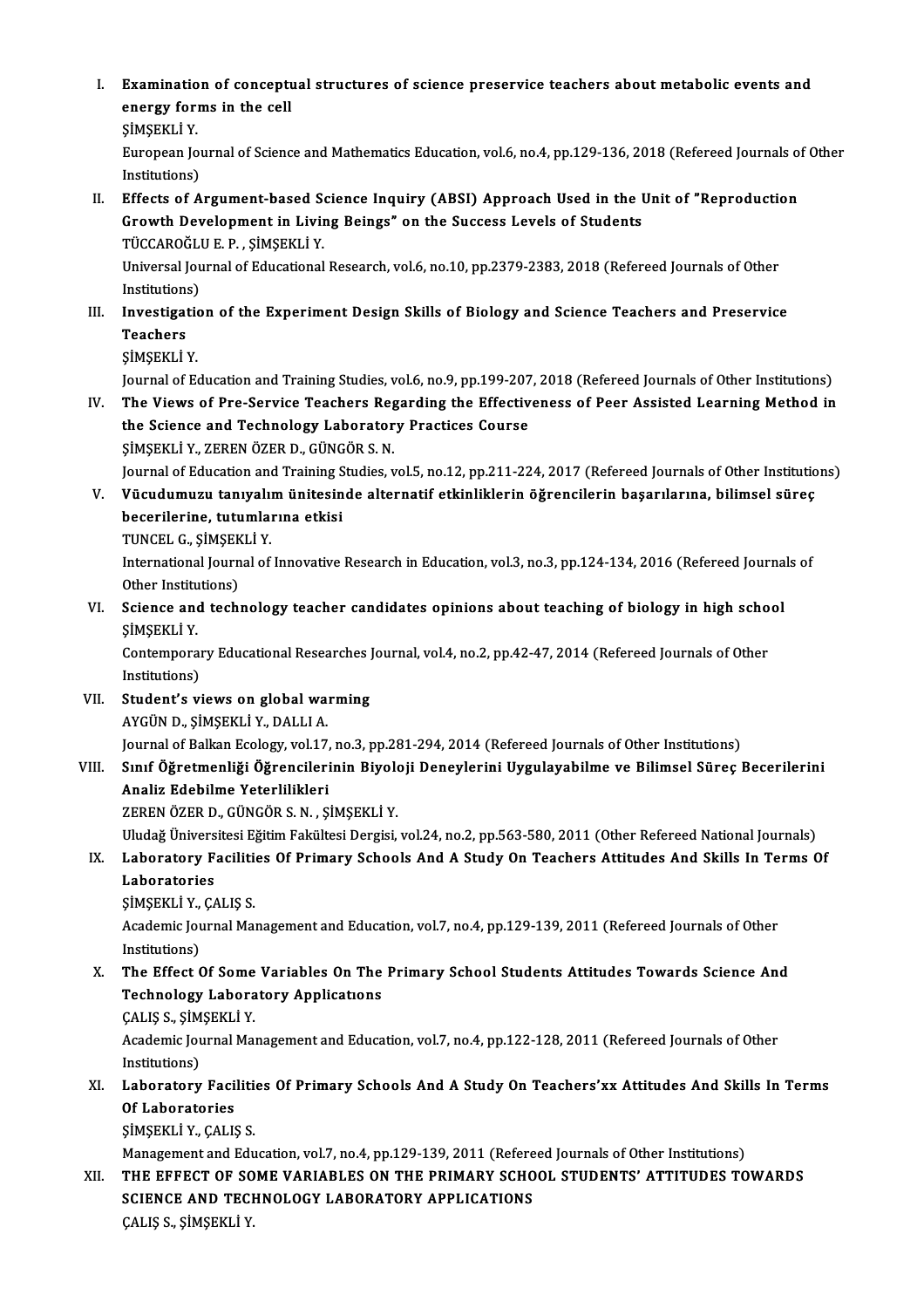I. **Examination of conceptual structures of science preservice teachers about metabolic events and energy forms in the cell**
   ŞİMŞEKLİ Y.
   European Journal of Science and Mathematics Education, vol.6, no.4, pp.129-136, 2018 (Refereed Journals of Other Institutions)

II. **Effects of Argument-based Science Inquiry (ABSI) Approach Used in the Unit of "Reproduction Growth Development in Living Beings" on the Success Levels of Students**
   TÜCCAROĞLU E. P. , ŞİMŞEKLİ Y.
   Universal Journal of Educational Research, vol.6, no.10, pp.2379-2383, 2018 (Refereed Journals of Other Institutions)

III. **Investigation of the Experiment Design Skills of Biology and Science Teachers and Preservice Teachers**
   ŞİMŞEKLİ Y.
   Journal of Education and Training Studies, vol.6, no.9, pp.199-207, 2018 (Refereed Journals of Other Institutions)

IV. **The Views of Pre-Service Teachers Regarding the Effectiveness of Peer Assisted Learning Method in the Science and Technology Laboratory Practices Course**
   ŞİMŞEKLİ Y., ZEREN ÖZER D., GÜNGÖR S. N.
   Journal of Education and Training Studies, vol.5, no.12, pp.211-224, 2017 (Refereed Journals of Other Institutions)

V. **Vücudumuzu tanıyalım ünitesinde alternatif etkinliklerin öğrencilerin başarılarına, bilimsel süreç becerilerine, tutumlarına etkisi**
   TUNCEL G., ŞİMŞEKLİ Y.
   International Journal of Innovative Research in Education, vol.3, no.3, pp.124-134, 2016 (Refereed Journals of Other Institutions)

VI. **Science and technology teacher candidates opinions about teaching of biology in high school**
   ŞİMŞEKLİ Y.
   Contemporary Educational Researches Journal, vol.4, no.2, pp.42-47, 2014 (Refereed Journals of Other Institutions)

VII. **Student's views on global warming**
   AYGÜN D., ŞİMŞEKLİ Y., DALLI A.
   Journal of Balkan Ecology, vol.17, no.3, pp.281-294, 2014 (Refereed Journals of Other Institutions)

VIII. **Sınıf Öğretmenliği Öğrencilerinin Biyoloji Deneylerini Uygulayabilme ve Bilimsel Süreç Becerilerini Analiz Edebilme Yeterlilikleri**
   ZEREN ÖZER D., GÜNGÖR S. N. , ŞİMŞEKLİ Y.
   Uludağ Üniversitesi Eğitim Fakültesi Dergisi, vol.24, no.2, pp.563-580, 2011 (Other Refereed National Journals)

IX. **Laboratory Facilities Of Primary Schools And A Study On Teachers Attitudes And Skills In Terms Of Laboratories**
   ŞİMŞEKLİ Y., ÇALIŞ S.
   Academic Journal Management and Education, vol.7, no.4, pp.129-139, 2011 (Refereed Journals of Other Institutions)

X. **The Effect Of Some Variables On The Primary School Students Attitudes Towards Science And Technology Laboratory Applicatıons**
   ÇALIŞ S., ŞİMŞEKLİ Y.
   Academic Journal Management and Education, vol.7, no.4, pp.122-128, 2011 (Refereed Journals of Other Institutions)

XI. **Laboratory Facilities Of Primary Schools And A Study On Teachers'xx Attitudes And Skills In Terms Of Laboratories**
   ŞİMŞEKLİ Y., ÇALIŞ S.
   Management and Education, vol.7, no.4, pp.129-139, 2011 (Refereed Journals of Other Institutions)

XII. **THE EFFECT OF SOME VARIABLES ON THE PRIMARY SCHOOL STUDENTS' ATTITUDES TOWARDS SCIENCE AND TECHNOLOGY LABORATORY APPLICATIONS**
   ÇALIŞ S., ŞİMŞEKLİ Y.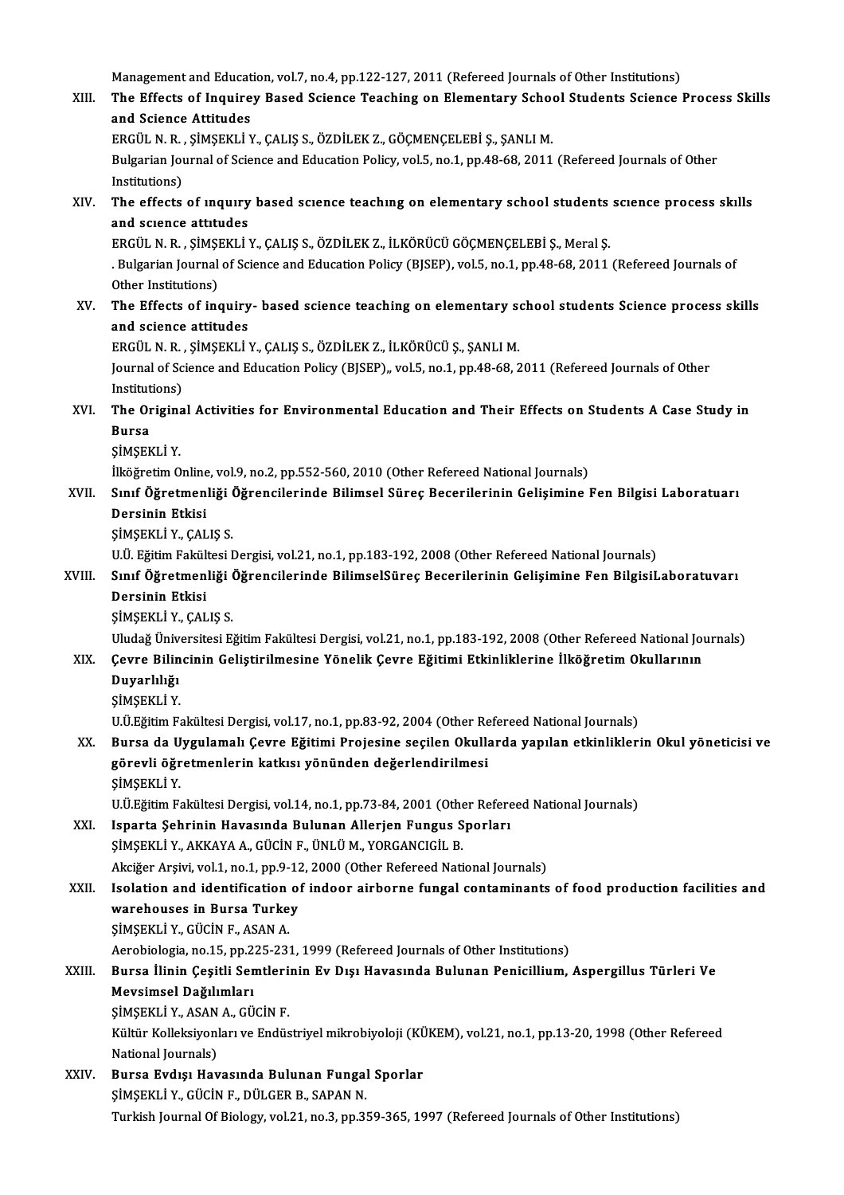Management and Education, vol.7, no.4, pp.122-127, 2011 (Refereed Journals of Other Institutions)

XIII. **The Effects of Inquirey Based Science Teaching on Elementary School Students Science Process Skills and Science Attitudes**
ERGÜL N. R. , ŞİMŞEKLİ Y., ÇALIŞ S., ÖZDİLEK Z., GÖÇMENÇELEBİ Ş., ŞANLI M.
Bulgarian Journal of Science and Education Policy, vol.5, no.1, pp.48-68, 2011 (Refereed Journals of Other Institutions)

XIV. **The effects of ınquıry based scıence teachıng on elementary school students scıence process skılls and scıence attıtudes**
ERGÜL N. R. , ŞİMŞEKLİ Y., ÇALIŞ S., ÖZDİLEK Z., İLKÖRÜCÜ GÖÇMENÇELEBİ Ş., Meral Ş.
. Bulgarian Journal of Science and Education Policy (BJSEP), vol.5, no.1, pp.48-68, 2011 (Refereed Journals of Other Institutions)

XV. **The Effects of inquiry- based science teaching on elementary school students Science process skills and science attitudes**
ERGÜL N. R. , ŞİMŞEKLİ Y., ÇALIŞ S., ÖZDİLEK Z., İLKÖRÜCÜ Ş., ŞANLI M.
Journal of Science and Education Policy (BJSEP),, vol.5, no.1, pp.48-68, 2011 (Refereed Journals of Other Institutions)

XVI. **The Original Activities for Environmental Education and Their Effects on Students A Case Study in Bursa**
ŞİMŞEKLİ Y.
İlköğretim Online, vol.9, no.2, pp.552-560, 2010 (Other Refereed National Journals)

XVII. **Sınıf Öğretmenliği Öğrencilerinde Bilimsel Süreç Becerilerinin Gelişimine Fen Bilgisi Laboratuarı Dersinin Etkisi**
ŞİMŞEKLİ Y., ÇALIŞ S.
U.Ü. Eğitim Fakültesi Dergisi, vol.21, no.1, pp.183-192, 2008 (Other Refereed National Journals)

XVIII. **Sınıf Öğretmenliği Öğrencilerinde BilimselSüreç Becerilerinin Gelişimine Fen BilgisiLaboratuvarı Dersinin Etkisi**
ŞİMŞEKLİ Y., ÇALIŞ S.
Uludağ Üniversitesi Eğitim Fakültesi Dergisi, vol.21, no.1, pp.183-192, 2008 (Other Refereed National Journals)

XIX. **Çevre Bilincinin Geliştirilmesine Yönelik Çevre Eğitimi Etkinliklerine İlköğretim Okullarının Duyarlılığı**
ŞİMŞEKLİ Y.
U.Ü.Eğitim Fakültesi Dergisi, vol.17, no.1, pp.83-92, 2004 (Other Refereed National Journals)

XX. **Bursa da Uygulamalı Çevre Eğitimi Projesine seçilen Okullarda yapılan etkinliklerin Okul yöneticisi ve görevli öğretmenlerin katkısı yönünden değerlendirilmesi**
ŞİMŞEKLİ Y.
U.Ü.Eğitim Fakültesi Dergisi, vol.14, no.1, pp.73-84, 2001 (Other Refereed National Journals)

XXI. **Isparta Şehrinin Havasında Bulunan Allerjen Fungus Sporları**
ŞİMŞEKLİ Y., AKKAYA A., GÜCİN F., ÜNLÜ M., YORGANCIGİL B.
Akciğer Arşivi, vol.1, no.1, pp.9-12, 2000 (Other Refereed National Journals)

XXII. **Isolation and identification of indoor airborne fungal contaminants of food production facilities and warehouses in Bursa Turkey**
ŞİMŞEKLİ Y., GÜCİN F., ASAN A.
Aerobiologia, no.15, pp.225-231, 1999 (Refereed Journals of Other Institutions)

XXIII. **Bursa İlinin Çeşitli Semtlerinin Ev Dışı Havasında Bulunan Penicillium, Aspergillus Türleri Ve Mevsimsel Dağılımları**
ŞİMŞEKLİ Y., ASAN A., GÜCİN F.
Kültür Kolleksiyonları ve Endüstriyel mikrobiyoloji (KÜKEM), vol.21, no.1, pp.13-20, 1998 (Other Refereed National Journals)

XXIV. **Bursa Evdışı Havasında Bulunan Fungal Sporlar**
ŞİMŞEKLİ Y., GÜCİN F., DÜLGER B., SAPAN N.
Turkish Journal Of Biology, vol.21, no.3, pp.359-365, 1997 (Refereed Journals of Other Institutions)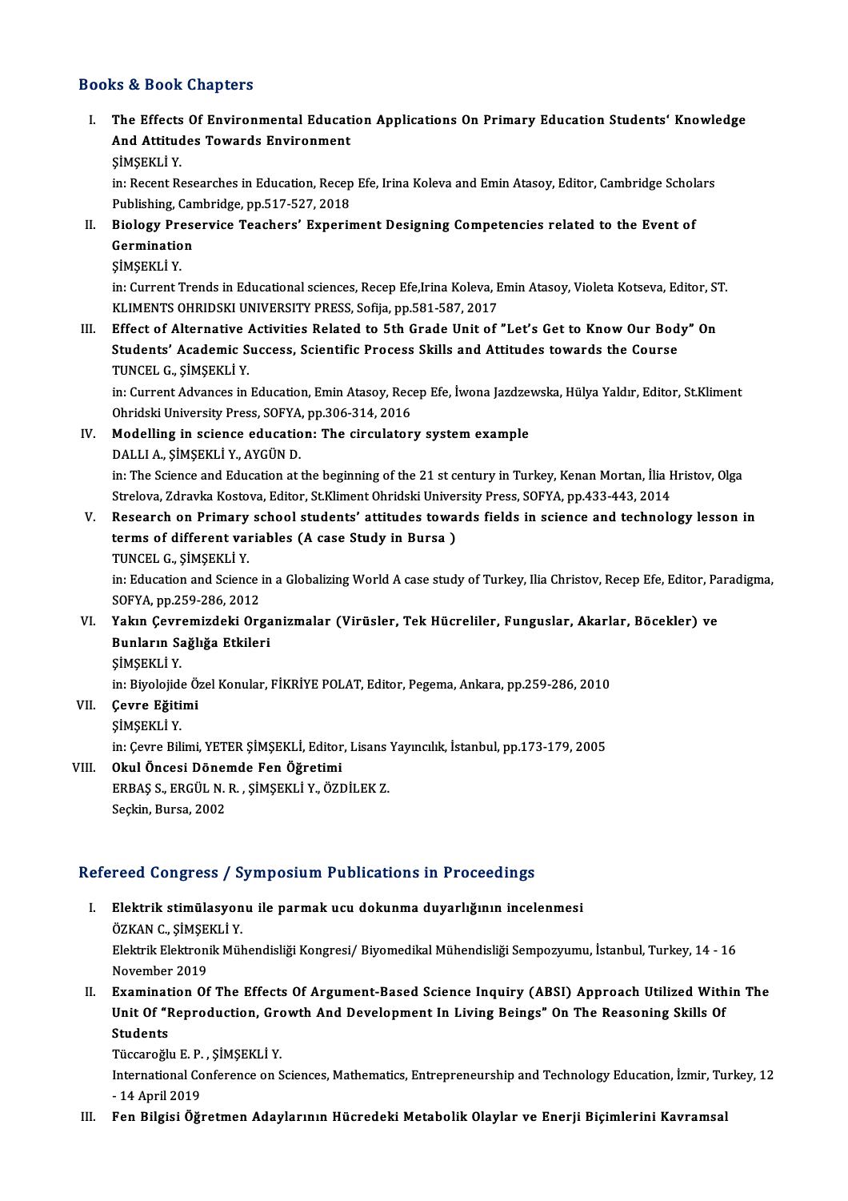## Books & Book Chapters

I. **The Effects Of Environmental Education Applications On Primary Education Students' Knowledge And Attitudes Towards Environment**
ŞİMŞEKLİ Y.
in: Recent Researches in Education, Recep Efe, Irina Koleva and Emin Atasoy, Editor, Cambridge Scholars Publishing, Cambridge, pp.517-527, 2018

II. **Biology Preservice Teachers' Experiment Designing Competencies related to the Event of Germination**
ŞİMŞEKLİ Y.
in: Current Trends in Educational sciences, Recep Efe,Irina Koleva, Emin Atasoy, Violeta Kotseva, Editor, ST. KLIMENTS OHRIDSKI UNIVERSITY PRESS, Sofija, pp.581-587, 2017

III. **Effect of Alternative Activities Related to 5th Grade Unit of "Let's Get to Know Our Body" On Students' Academic Success, Scientific Process Skills and Attitudes towards the Course**
TUNCEL G., ŞİMŞEKLİ Y.
in: Current Advances in Education, Emin Atasoy, Recep Efe, İwona Jazdzewska, Hülya Yaldır, Editor, St.Kliment Ohridski University Press, SOFYA, pp.306-314, 2016

IV. **Modelling in science education: The circulatory system example**
DALLI A., ŞİMŞEKLİ Y., AYGÜN D.
in: The Science and Education at the beginning of the 21 st century in Turkey, Kenan Mortan, İlia Hristov, Olga Strelova, Zdravka Kostova, Editor, St.Kliment Ohridski University Press, SOFYA, pp.433-443, 2014

V. **Research on Primary school students' attitudes towards fields in science and technology lesson in terms of different variables (A case Study in Bursa )**
TUNCEL G., ŞİMŞEKLİ Y.
in: Education and Science in a Globalizing World A case study of Turkey, Ilia Christov, Recep Efe, Editor, Paradigma, SOFYA, pp.259-286, 2012

VI. **Yakın Çevremizdeki Organizmalar (Virüsler, Tek Hücreliler, Funguslar, Akarlar, Böcekler) ve Bunların Sağlığa Etkileri**
ŞİMŞEKLİ Y.
in: Biyolojide Özel Konular, FİKRİYE POLAT, Editor, Pegema, Ankara, pp.259-286, 2010

VII. **Çevre Eğitimi**
ŞİMŞEKLİ Y.
in: Çevre Bilimi, YETER ŞİMŞEKLİ, Editor, Lisans Yayıncılık, İstanbul, pp.173-179, 2005

VIII. **Okul Öncesi Dönemde Fen Öğretimi**
ERBAŞ S., ERGÜL N. R. , ŞİMŞEKLİ Y., ÖZDİLEK Z.
Seçkin, Bursa, 2002

## Refereed Congress / Symposium Publications in Proceedings

I. **Elektrik stimülasyonu ile parmak ucu dokunma duyarlığının incelenmesi**
ÖZKAN C., ŞİMŞEKLİ Y.
Elektrik Elektronik Mühendisliği Kongresi/ Biyomedikal Mühendisliği Sempozyumu, İstanbul, Turkey, 14 - 16 November 2019

II. **Examination Of The Effects Of Argument-Based Science Inquiry (ABSI) Approach Utilized Within The Unit Of "Reproduction, Growth And Development In Living Beings" On The Reasoning Skills Of Students**
Tüccaroğlu E. P. , ŞİMŞEKLİ Y.
International Conference on Sciences, Mathematics, Entrepreneurship and Technology Education, İzmir, Turkey, 12 - 14 April 2019

III. **Fen Bilgisi Öğretmen Adaylarının Hücredeki Metabolik Olaylar ve Enerji Biçimlerini Kavramsal**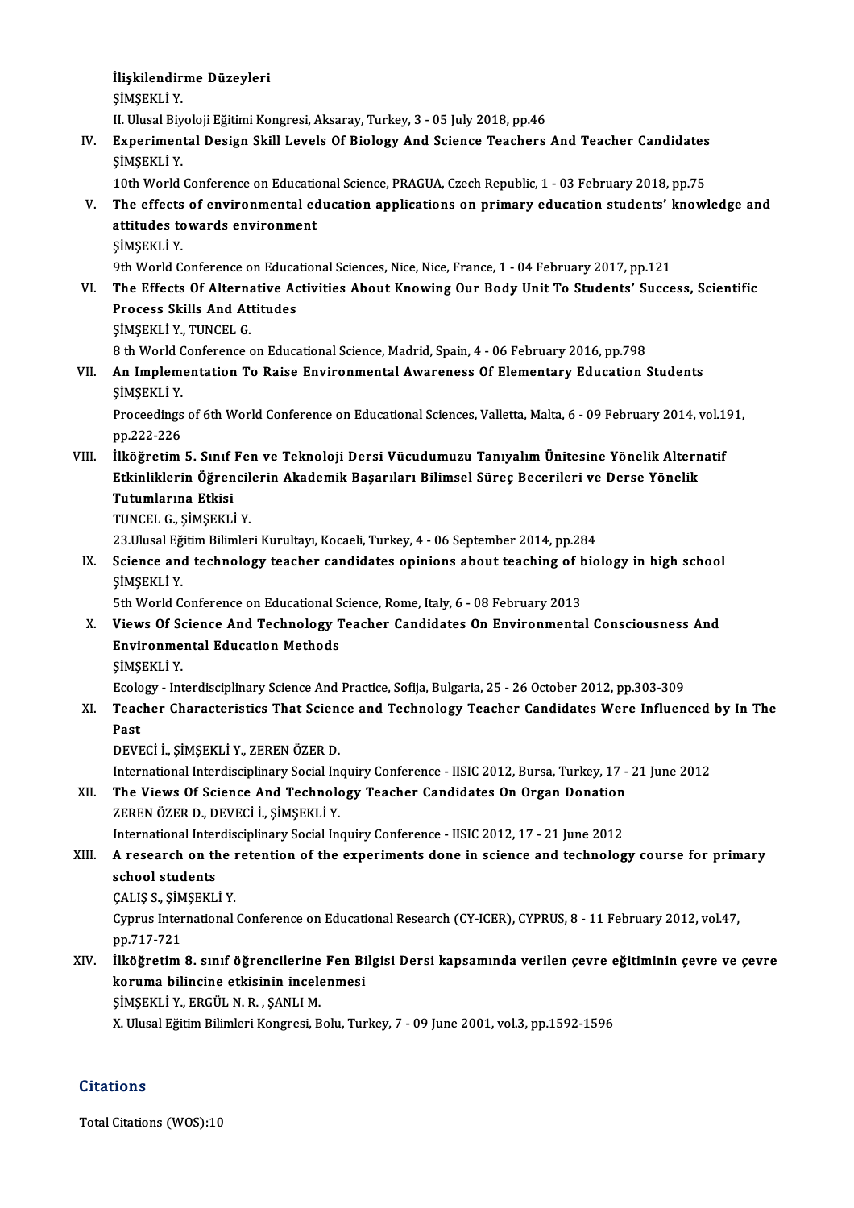**İlişkilendirme Düzeyleri**
ŞİMŞEKLİ Y.
II. Ulusal Biyoloji Eğitimi Kongresi, Aksaray, Turkey, 3 - 05 July 2018, pp.46

IV. **Experimental Design Skill Levels Of Biology And Science Teachers And Teacher Candidates**
ŞİMŞEKLİ Y.
10th World Conference on Educational Science, PRAGUA, Czech Republic, 1 - 03 February 2018, pp.75

V. **The effects of environmental education applications on primary education students' knowledge and attitudes towards environment**
ŞİMŞEKLİ Y.
9th World Conference on Educational Sciences, Nice, Nice, France, 1 - 04 February 2017, pp.121

VI. **The Effects Of Alternative Activities About Knowing Our Body Unit To Students' Success, Scientific Process Skills And Attitudes**
ŞİMŞEKLİ Y., TUNCEL G.
8 th World Conference on Educational Science, Madrid, Spain, 4 - 06 February 2016, pp.798

VII. **An Implementation To Raise Environmental Awareness Of Elementary Education Students**
ŞİMŞEKLİ Y.
Proceedings of 6th World Conference on Educational Sciences, Valletta, Malta, 6 - 09 February 2014, vol.191, pp.222-226

VIII. **İlköğretim 5. Sınıf Fen ve Teknoloji Dersi Vücudumuzu Tanıyalım Ünitesine Yönelik Alternatif Etkinliklerin Öğrencilerin Akademik Başarıları Bilimsel Süreç Becerileri ve Derse Yönelik Tutumlarına Etkisi**
TUNCEL G., ŞİMŞEKLİ Y.
23.Ulusal Eğitim Bilimleri Kurultayı, Kocaeli, Turkey, 4 - 06 September 2014, pp.284

IX. **Science and technology teacher candidates opinions about teaching of biology in high school**
ŞİMŞEKLİ Y.
5th World Conference on Educational Science, Rome, Italy, 6 - 08 February 2013

X. **Views Of Science And Technology Teacher Candidates On Environmental Consciousness And Environmental Education Methods**
ŞİMŞEKLİ Y.
Ecology - Interdisciplinary Science And Practice, Sofija, Bulgaria, 25 - 26 October 2012, pp.303-309

XI. **Teacher Characteristics That Science and Technology Teacher Candidates Were Influenced by In The Past**
DEVECİ İ., ŞİMŞEKLİ Y., ZEREN ÖZER D.
International Interdisciplinary Social Inquiry Conference - IISIC 2012, Bursa, Turkey, 17 - 21 June 2012

XII. **The Views Of Science And Technology Teacher Candidates On Organ Donation**
ZEREN ÖZER D., DEVECİ İ., ŞİMŞEKLİ Y.
International Interdisciplinary Social Inquiry Conference - IISIC 2012, 17 - 21 June 2012

XIII. **A research on the retention of the experiments done in science and technology course for primary school students**
ÇALIŞ S., ŞİMŞEKLİ Y.
Cyprus International Conference on Educational Research (CY-ICER), CYPRUS, 8 - 11 February 2012, vol.47, pp.717-721

XIV. **İlköğretim 8. sınıf öğrencilerine Fen Bilgisi Dersi kapsamında verilen çevre eğitiminin çevre ve çevre koruma bilincine etkisinin incelenmesi**
ŞİMŞEKLİ Y., ERGÜL N. R. , ŞANLI M.
X. Ulusal Eğitim Bilimleri Kongresi, Bolu, Turkey, 7 - 09 June 2001, vol.3, pp.1592-1596

## Citations

Total Citations (WOS):10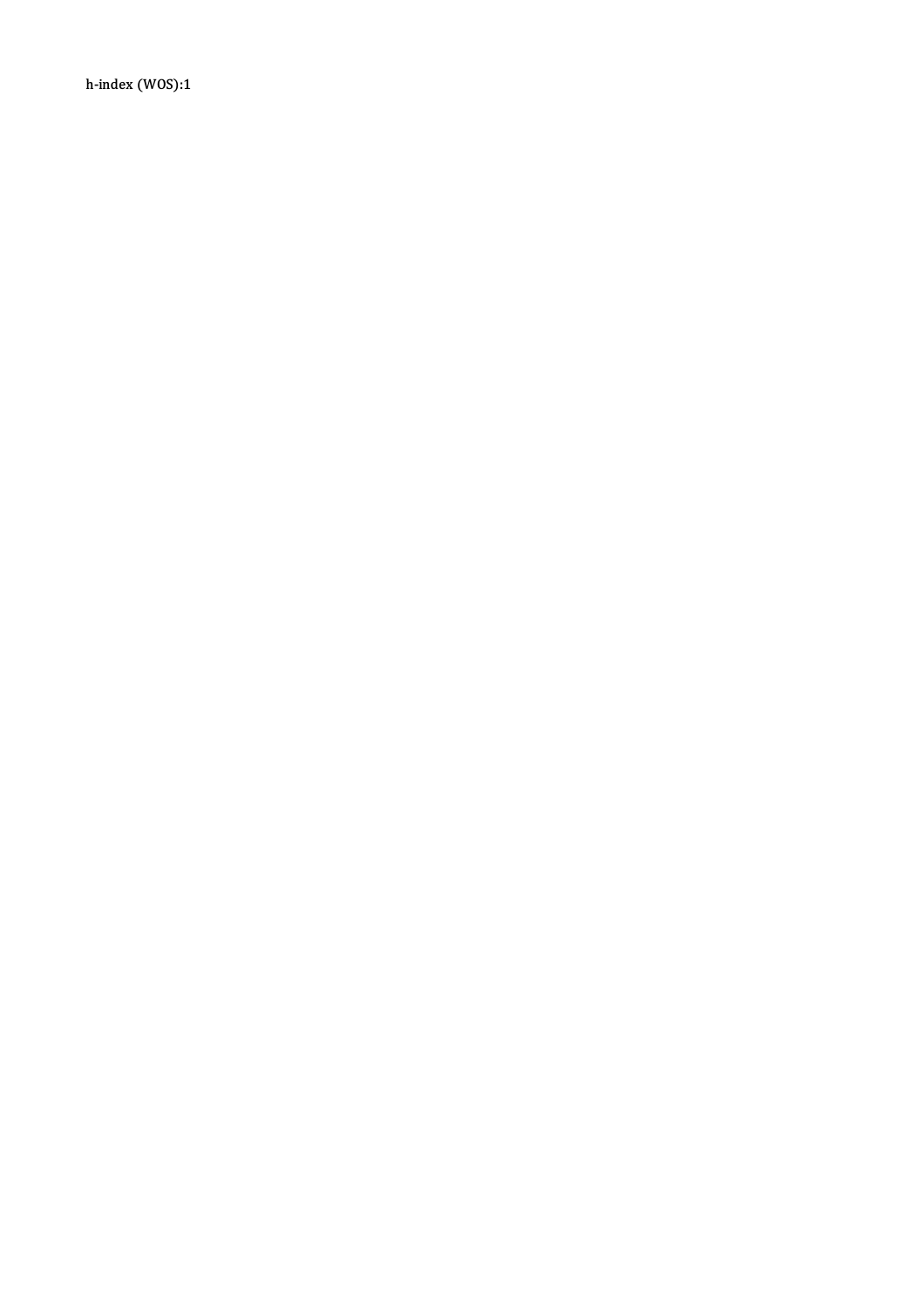h-index (WOS):1